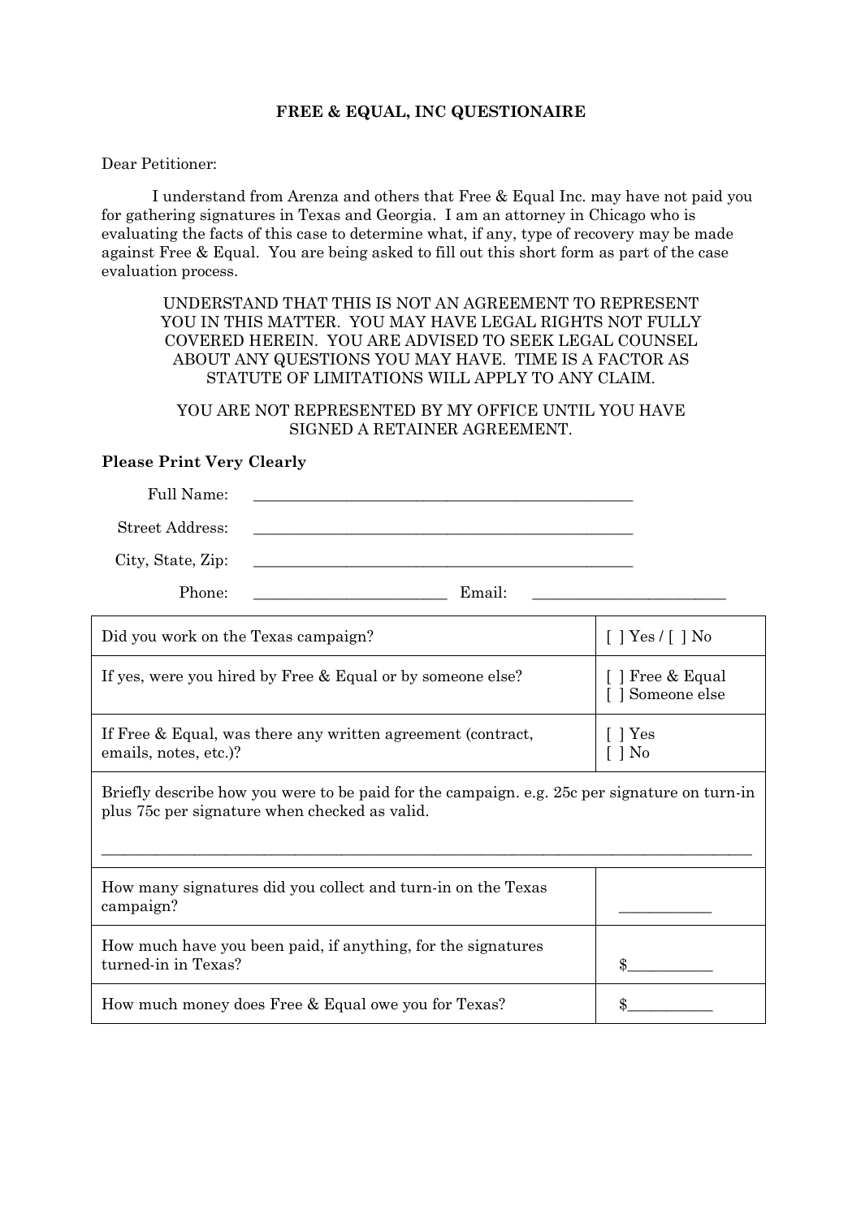**FREE & EQUAL, INC QUESTIONAIRE**

Dear Petitioner:

I understand from Arenza and others that Free & Equal Inc. may have not paid you for gathering signatures in Texas and Georgia. I am an attorney in Chicago who is evaluating the facts of this case to determine what, if any, type of recovery may be made against Free & Equal. You are being asked to fill out this short form as part of the case evaluation process.

UNDERSTAND THAT THIS IS NOT AN AGREEMENT TO REPRESENT YOU IN THIS MATTER. YOU MAY HAVE LEGAL RIGHTS NOT FULLY COVERED HEREIN. YOU ARE ADVISED TO SEEK LEGAL COUNSEL ABOUT ANY QUESTIONS YOU MAY HAVE. TIME IS A FACTOR AS STATUTE OF LIMITATIONS WILL APPLY TO ANY CLAIM.

YOU ARE NOT REPRESENTED BY MY OFFICE UNTIL YOU HAVE SIGNED A RETAINER AGREEMENT.

**Please Print Very Clearly**

Full Name: ___________________________________________________

Street Address: ___________________________________________________

City, State, Zip: ___________________________________________________

Phone: _________________________ Email: _________________________

| | |
|---|---|
| Did you work on the Texas campaign? | [ ] Yes / [ ] No |
| If yes, were you hired by Free & Equal or by someone else? | [ ] Free & Equal<br>[ ] Someone else |
| If Free & Equal, was there any written agreement (contract, emails, notes, etc.)? | [ ] Yes<br>[ ] No |
| Briefly describe how you were to be paid for the campaign. e.g. 25c per signature on turn-in plus 75c per signature when checked as valid.<br><br>_____________________________________________________________________________________ | |
| How many signatures did you collect and turn-in on the Texas campaign? | ____________ |
| How much have you been paid, if anything, for the signatures turned-in in Texas? | $___________ |
| How much money does Free & Equal owe you for Texas? | $___________ |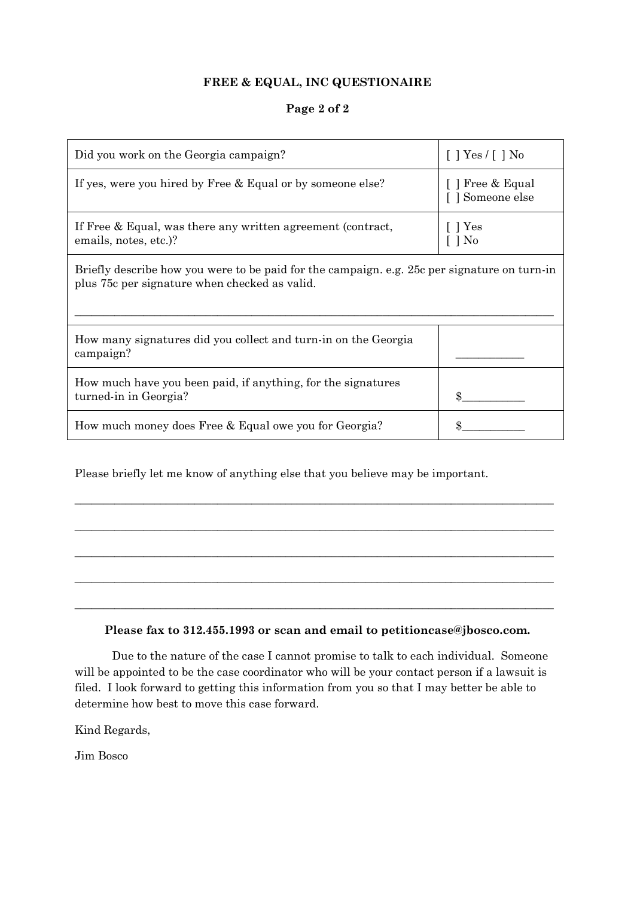**FREE & EQUAL, INC QUESTIONAIRE**

**Page 2 of 2**

| | |
|---|---|
| Did you work on the Georgia campaign? | [ ] Yes / [ ] No |
| If yes, were you hired by Free & Equal or by someone else? | [ ] Free & Equal<br>[ ] Someone else |
| If Free & Equal, was there any written agreement (contract, emails, notes, etc.)? | [ ] Yes<br>[ ] No |
| Briefly describe how you were to be paid for the campaign. e.g. 25c per signature on turn-in plus 75c per signature when checked as valid.<br>\_\_\_\_\_\_\_\_\_\_\_\_\_\_\_\_\_\_\_\_\_\_\_\_\_\_\_\_\_\_\_\_\_\_\_\_\_\_\_\_\_\_\_\_\_\_\_\_\_\_\_\_ | |
| How many signatures did you collect and turn-in on the Georgia campaign? | \_\_\_\_\_\_\_\_\_\_\_ |
| How much have you been paid, if anything, for the signatures turned-in in Georgia? | $\_\_\_\_\_\_\_\_\_\_\_ |
| How much money does Free & Equal owe you for Georgia? | $\_\_\_\_\_\_\_\_\_\_\_ |

Please briefly let me know of anything else that you believe may be important.

\_\_\_\_\_\_\_\_\_\_\_\_\_\_\_\_\_\_\_\_\_\_\_\_\_\_\_\_\_\_\_\_\_\_\_\_\_\_\_\_\_\_\_\_\_\_\_\_\_\_\_\_\_\_\_\_\_\_\_\_\_\_\_\_\_\_\_\_\_\_\_\_\_\_\_\_\_\_

\_\_\_\_\_\_\_\_\_\_\_\_\_\_\_\_\_\_\_\_\_\_\_\_\_\_\_\_\_\_\_\_\_\_\_\_\_\_\_\_\_\_\_\_\_\_\_\_\_\_\_\_\_\_\_\_\_\_\_\_\_\_\_\_\_\_\_\_\_\_\_\_\_\_\_\_\_\_

\_\_\_\_\_\_\_\_\_\_\_\_\_\_\_\_\_\_\_\_\_\_\_\_\_\_\_\_\_\_\_\_\_\_\_\_\_\_\_\_\_\_\_\_\_\_\_\_\_\_\_\_\_\_\_\_\_\_\_\_\_\_\_\_\_\_\_\_\_\_\_\_\_\_\_\_\_\_

\_\_\_\_\_\_\_\_\_\_\_\_\_\_\_\_\_\_\_\_\_\_\_\_\_\_\_\_\_\_\_\_\_\_\_\_\_\_\_\_\_\_\_\_\_\_\_\_\_\_\_\_\_\_\_\_\_\_\_\_\_\_\_\_\_\_\_\_\_\_\_\_\_\_\_\_\_\_

\_\_\_\_\_\_\_\_\_\_\_\_\_\_\_\_\_\_\_\_\_\_\_\_\_\_\_\_\_\_\_\_\_\_\_\_\_\_\_\_\_\_\_\_\_\_\_\_\_\_\_\_\_\_\_\_\_\_\_\_\_\_\_\_\_\_\_\_\_\_\_\_\_\_\_\_\_\_

**Please fax to 312.455.1993 or scan and email to petitioncase@jbosco.com.**

Due to the nature of the case I cannot promise to talk to each individual. Someone will be appointed to be the case coordinator who will be your contact person if a lawsuit is filed. I look forward to getting this information from you so that I may better be able to determine how best to move this case forward.

Kind Regards,

Jim Bosco